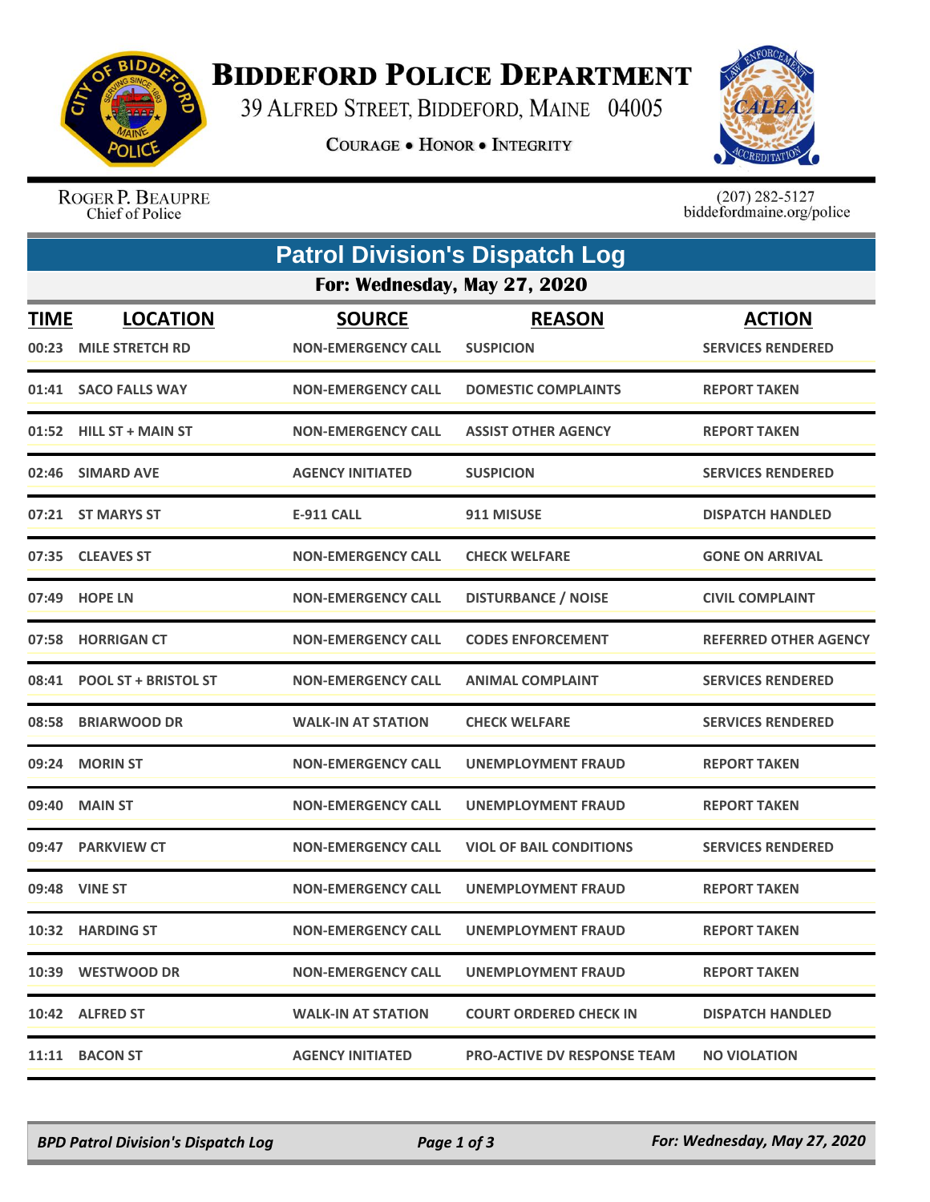# Biddeford Police Department

39 Alfred Street, Biddeford, Maine 04005

Courage • Honor • Integrity

Roger P. Beaupre
Chief of Police

(207) 282-5127
biddefordmaine.org/police

## Patrol Division's Dispatch Log

### For: Wednesday, May 27, 2020

| TIME | LOCATION | SOURCE | REASON | ACTION |
|---|---|---|---|---|
| 00:23 | MILE STRETCH RD | NON-EMERGENCY CALL | SUSPICION | SERVICES RENDERED |
| 01:41 | SACO FALLS WAY | NON-EMERGENCY CALL | DOMESTIC COMPLAINTS | REPORT TAKEN |
| 01:52 | HILL ST + MAIN ST | NON-EMERGENCY CALL | ASSIST OTHER AGENCY | REPORT TAKEN |
| 02:46 | SIMARD AVE | AGENCY INITIATED | SUSPICION | SERVICES RENDERED |
| 07:21 | ST MARYS ST | E-911 CALL | 911 MISUSE | DISPATCH HANDLED |
| 07:35 | CLEAVES ST | NON-EMERGENCY CALL | CHECK WELFARE | GONE ON ARRIVAL |
| 07:49 | HOPE LN | NON-EMERGENCY CALL | DISTURBANCE / NOISE | CIVIL COMPLAINT |
| 07:58 | HORRIGAN CT | NON-EMERGENCY CALL | CODES ENFORCEMENT | REFERRED OTHER AGENCY |
| 08:41 | POOL ST + BRISTOL ST | NON-EMERGENCY CALL | ANIMAL COMPLAINT | SERVICES RENDERED |
| 08:58 | BRIARWOOD DR | WALK-IN AT STATION | CHECK WELFARE | SERVICES RENDERED |
| 09:24 | MORIN ST | NON-EMERGENCY CALL | UNEMPLOYMENT FRAUD | REPORT TAKEN |
| 09:40 | MAIN ST | NON-EMERGENCY CALL | UNEMPLOYMENT FRAUD | REPORT TAKEN |
| 09:47 | PARKVIEW CT | NON-EMERGENCY CALL | VIOL OF BAIL CONDITIONS | SERVICES RENDERED |
| 09:48 | VINE ST | NON-EMERGENCY CALL | UNEMPLOYMENT FRAUD | REPORT TAKEN |
| 10:32 | HARDING ST | NON-EMERGENCY CALL | UNEMPLOYMENT FRAUD | REPORT TAKEN |
| 10:39 | WESTWOOD DR | NON-EMERGENCY CALL | UNEMPLOYMENT FRAUD | REPORT TAKEN |
| 10:42 | ALFRED ST | WALK-IN AT STATION | COURT ORDERED CHECK IN | DISPATCH HANDLED |
| 11:11 | BACON ST | AGENCY INITIATED | PRO-ACTIVE DV RESPONSE TEAM | NO VIOLATION |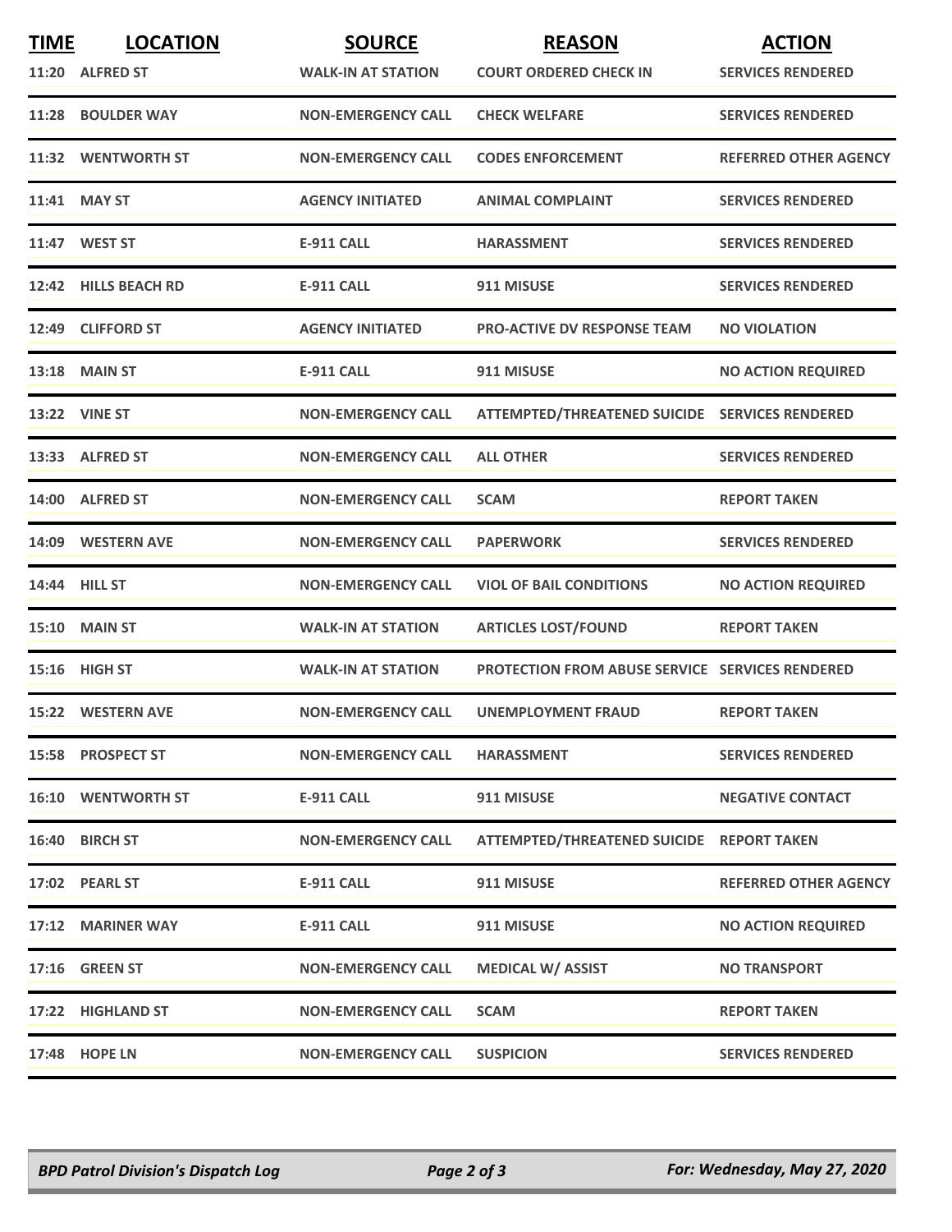| TIME | LOCATION | SOURCE | REASON | ACTION |
|---|---|---|---|---|
| 11:20 | ALFRED ST | WALK-IN AT STATION | COURT ORDERED CHECK IN | SERVICES RENDERED |
| 11:28 | BOULDER WAY | NON-EMERGENCY CALL | CHECK WELFARE | SERVICES RENDERED |
| 11:32 | WENTWORTH ST | NON-EMERGENCY CALL | CODES ENFORCEMENT | REFERRED OTHER AGENCY |
| 11:41 | MAY ST | AGENCY INITIATED | ANIMAL COMPLAINT | SERVICES RENDERED |
| 11:47 | WEST ST | E-911 CALL | HARASSMENT | SERVICES RENDERED |
| 12:42 | HILLS BEACH RD | E-911 CALL | 911 MISUSE | SERVICES RENDERED |
| 12:49 | CLIFFORD ST | AGENCY INITIATED | PRO-ACTIVE DV RESPONSE TEAM | NO VIOLATION |
| 13:18 | MAIN ST | E-911 CALL | 911 MISUSE | NO ACTION REQUIRED |
| 13:22 | VINE ST | NON-EMERGENCY CALL | ATTEMPTED/THREATENED SUICIDE | SERVICES RENDERED |
| 13:33 | ALFRED ST | NON-EMERGENCY CALL | ALL OTHER | SERVICES RENDERED |
| 14:00 | ALFRED ST | NON-EMERGENCY CALL | SCAM | REPORT TAKEN |
| 14:09 | WESTERN AVE | NON-EMERGENCY CALL | PAPERWORK | SERVICES RENDERED |
| 14:44 | HILL ST | NON-EMERGENCY CALL | VIOL OF BAIL CONDITIONS | NO ACTION REQUIRED |
| 15:10 | MAIN ST | WALK-IN AT STATION | ARTICLES LOST/FOUND | REPORT TAKEN |
| 15:16 | HIGH ST | WALK-IN AT STATION | PROTECTION FROM ABUSE SERVICE | SERVICES RENDERED |
| 15:22 | WESTERN AVE | NON-EMERGENCY CALL | UNEMPLOYMENT FRAUD | REPORT TAKEN |
| 15:58 | PROSPECT ST | NON-EMERGENCY CALL | HARASSMENT | SERVICES RENDERED |
| 16:10 | WENTWORTH ST | E-911 CALL | 911 MISUSE | NEGATIVE CONTACT |
| 16:40 | BIRCH ST | NON-EMERGENCY CALL | ATTEMPTED/THREATENED SUICIDE | REPORT TAKEN |
| 17:02 | PEARL ST | E-911 CALL | 911 MISUSE | REFERRED OTHER AGENCY |
| 17:12 | MARINER WAY | E-911 CALL | 911 MISUSE | NO ACTION REQUIRED |
| 17:16 | GREEN ST | NON-EMERGENCY CALL | MEDICAL W/ ASSIST | NO TRANSPORT |
| 17:22 | HIGHLAND ST | NON-EMERGENCY CALL | SCAM | REPORT TAKEN |
| 17:48 | HOPE LN | NON-EMERGENCY CALL | SUSPICION | SERVICES RENDERED |

*BPD Patrol Division's Dispatch Log* — *For: Wednesday, May 27, 2020*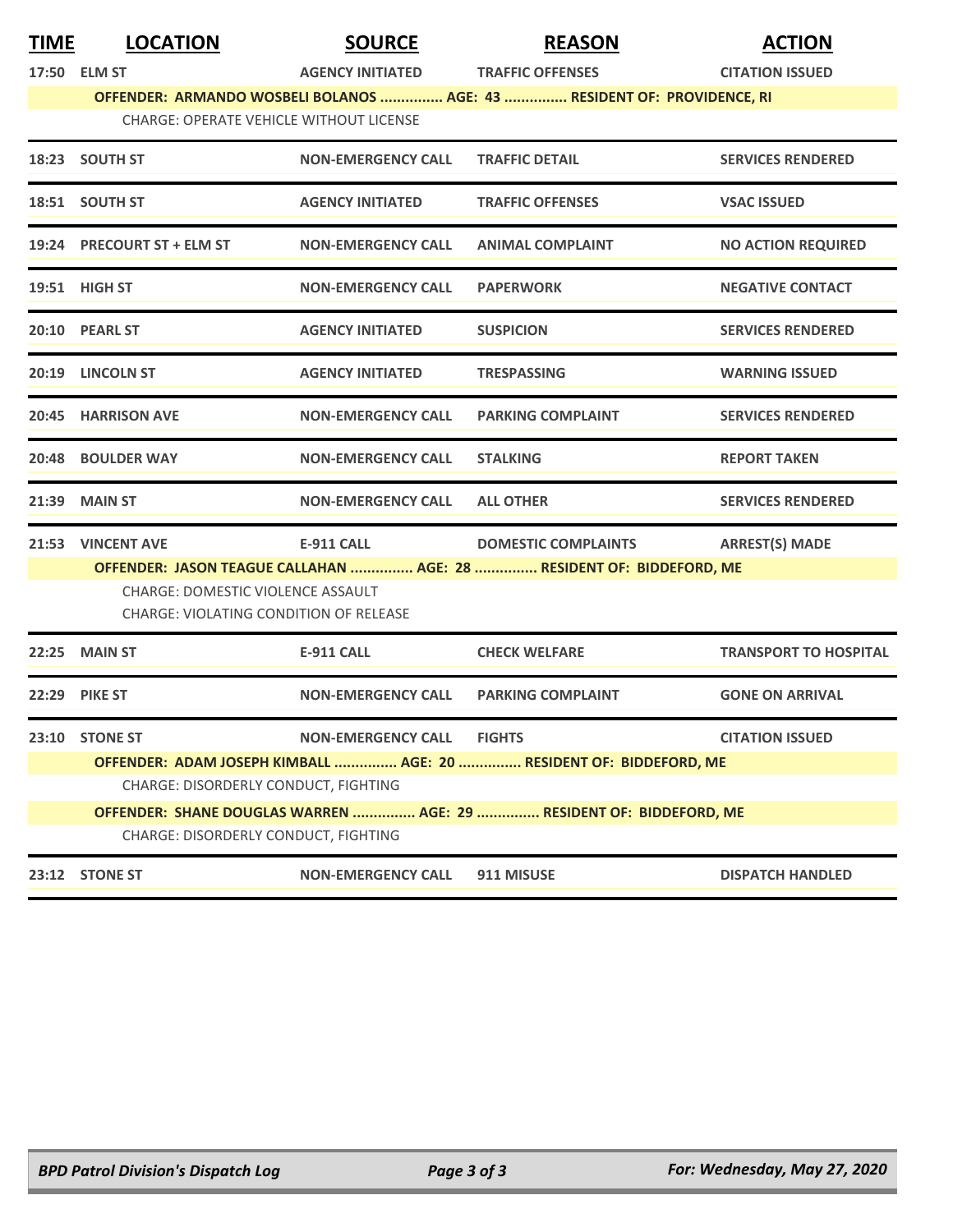| TIME | LOCATION | SOURCE | REASON | ACTION |
|---|---|---|---|---|
| 17:50 | ELM ST | AGENCY INITIATED | TRAFFIC OFFENSES | CITATION ISSUED |
| | OFFENDER: ARMANDO WOSBELI BOLANOS ............... AGE: 43 ............... RESIDENT OF: PROVIDENCE, RI | | | |
| | CHARGE: OPERATE VEHICLE WITHOUT LICENSE | | | |
| 18:23 | SOUTH ST | NON-EMERGENCY CALL | TRAFFIC DETAIL | SERVICES RENDERED |
| 18:51 | SOUTH ST | AGENCY INITIATED | TRAFFIC OFFENSES | VSAC ISSUED |
| 19:24 | PRECOURT ST + ELM ST | NON-EMERGENCY CALL | ANIMAL COMPLAINT | NO ACTION REQUIRED |
| 19:51 | HIGH ST | NON-EMERGENCY CALL | PAPERWORK | NEGATIVE CONTACT |
| 20:10 | PEARL ST | AGENCY INITIATED | SUSPICION | SERVICES RENDERED |
| 20:19 | LINCOLN ST | AGENCY INITIATED | TRESPASSING | WARNING ISSUED |
| 20:45 | HARRISON AVE | NON-EMERGENCY CALL | PARKING COMPLAINT | SERVICES RENDERED |
| 20:48 | BOULDER WAY | NON-EMERGENCY CALL | STALKING | REPORT TAKEN |
| 21:39 | MAIN ST | NON-EMERGENCY CALL | ALL OTHER | SERVICES RENDERED |
| 21:53 | VINCENT AVE | E-911 CALL | DOMESTIC COMPLAINTS | ARREST(S) MADE |
| | OFFENDER: JASON TEAGUE CALLAHAN ............... AGE: 28 ............... RESIDENT OF: BIDDEFORD, ME | | | |
| | CHARGE: DOMESTIC VIOLENCE ASSAULT | | | |
| | CHARGE: VIOLATING CONDITION OF RELEASE | | | |
| 22:25 | MAIN ST | E-911 CALL | CHECK WELFARE | TRANSPORT TO HOSPITAL |
| 22:29 | PIKE ST | NON-EMERGENCY CALL | PARKING COMPLAINT | GONE ON ARRIVAL |
| 23:10 | STONE ST | NON-EMERGENCY CALL | FIGHTS | CITATION ISSUED |
| | OFFENDER: ADAM JOSEPH KIMBALL ............... AGE: 20 ............... RESIDENT OF: BIDDEFORD, ME | | | |
| | CHARGE: DISORDERLY CONDUCT, FIGHTING | | | |
| | OFFENDER: SHANE DOUGLAS WARREN ............... AGE: 29 ............... RESIDENT OF: BIDDEFORD, ME | | | |
| | CHARGE: DISORDERLY CONDUCT, FIGHTING | | | |
| 23:12 | STONE ST | NON-EMERGENCY CALL | 911 MISUSE | DISPATCH HANDLED |

*BPD Patrol Division's Dispatch Log* — *For: Wednesday, May 27, 2020*